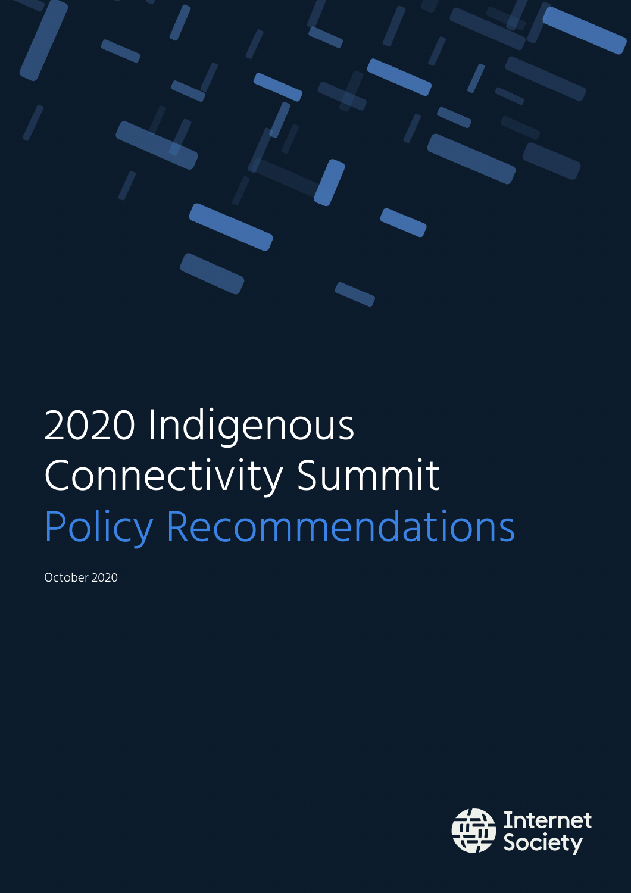# 2020 Indigenous Connectivity Summit Policy Recommendations

October 2020

Internet Society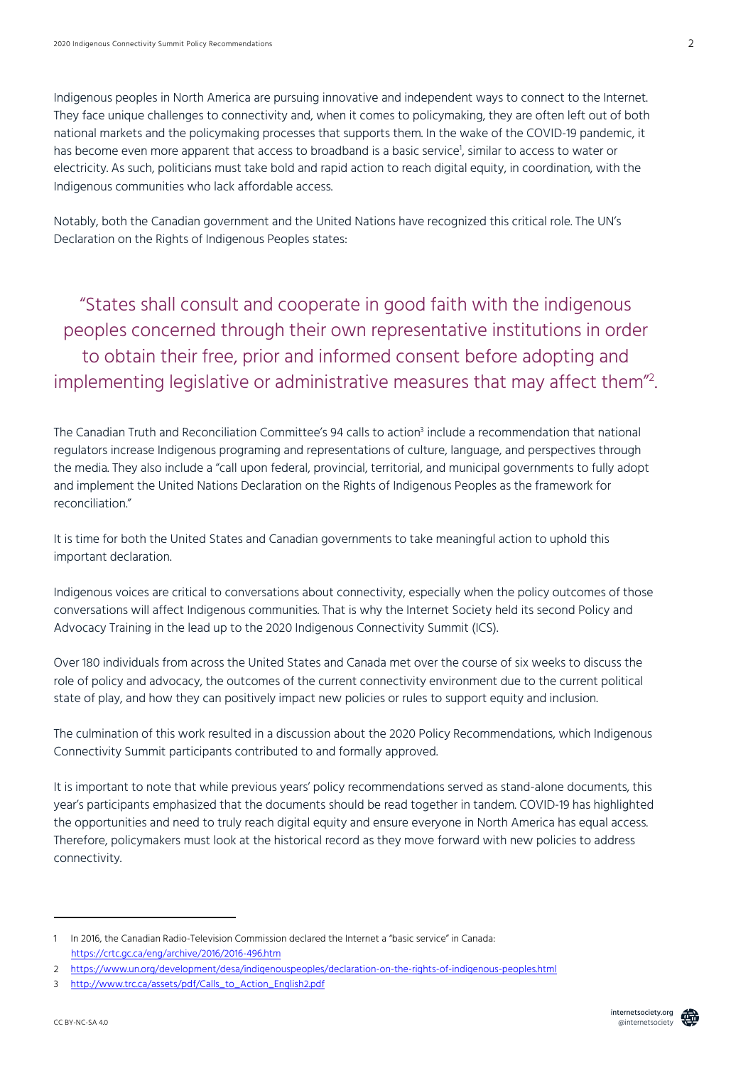Indigenous peoples in North America are pursuing innovative and independent ways to connect to the Internet. They face unique challenges to connectivity and, when it comes to policymaking, they are often left out of both national markets and the policymaking processes that supports them. In the wake of the COVID-19 pandemic, it has become even more apparent that access to broadband is a basic service[1], similar to access to water or electricity. As such, politicians must take bold and rapid action to reach digital equity, in coordination, with the Indigenous communities who lack affordable access.

Notably, both the Canadian government and the United Nations have recognized this critical role. The UN's Declaration on the Rights of Indigenous Peoples states:

> "States shall consult and cooperate in good faith with the indigenous peoples concerned through their own representative institutions in order to obtain their free, prior and informed consent before adopting and implementing legislative or administrative measures that may affect them"[2].

The Canadian Truth and Reconciliation Committee's 94 calls to action[3] include a recommendation that national regulators increase Indigenous programing and representations of culture, language, and perspectives through the media. They also include a "call upon federal, provincial, territorial, and municipal governments to fully adopt and implement the United Nations Declaration on the Rights of Indigenous Peoples as the framework for reconciliation."

It is time for both the United States and Canadian governments to take meaningful action to uphold this important declaration.

Indigenous voices are critical to conversations about connectivity, especially when the policy outcomes of those conversations will affect Indigenous communities. That is why the Internet Society held its second Policy and Advocacy Training in the lead up to the 2020 Indigenous Connectivity Summit (ICS).

Over 180 individuals from across the United States and Canada met over the course of six weeks to discuss the role of policy and advocacy, the outcomes of the current connectivity environment due to the current political state of play, and how they can positively impact new policies or rules to support equity and inclusion.

The culmination of this work resulted in a discussion about the 2020 Policy Recommendations, which Indigenous Connectivity Summit participants contributed to and formally approved.

It is important to note that while previous years' policy recommendations served as stand-alone documents, this year's participants emphasized that the documents should be read together in tandem. COVID-19 has highlighted the opportunities and need to truly reach digital equity and ensure everyone in North America has equal access. Therefore, policymakers must look at the historical record as they move forward with new policies to address connectivity.

---

1 In 2016, the Canadian Radio-Television Commission declared the Internet a "basic service" in Canada: https://crtc.gc.ca/eng/archive/2016/2016-496.htm

2 https://www.un.org/development/desa/indigenouspeoples/declaration-on-the-rights-of-indigenous-peoples.html

3 http://www.trc.ca/assets/pdf/Calls_to_Action_English2.pdf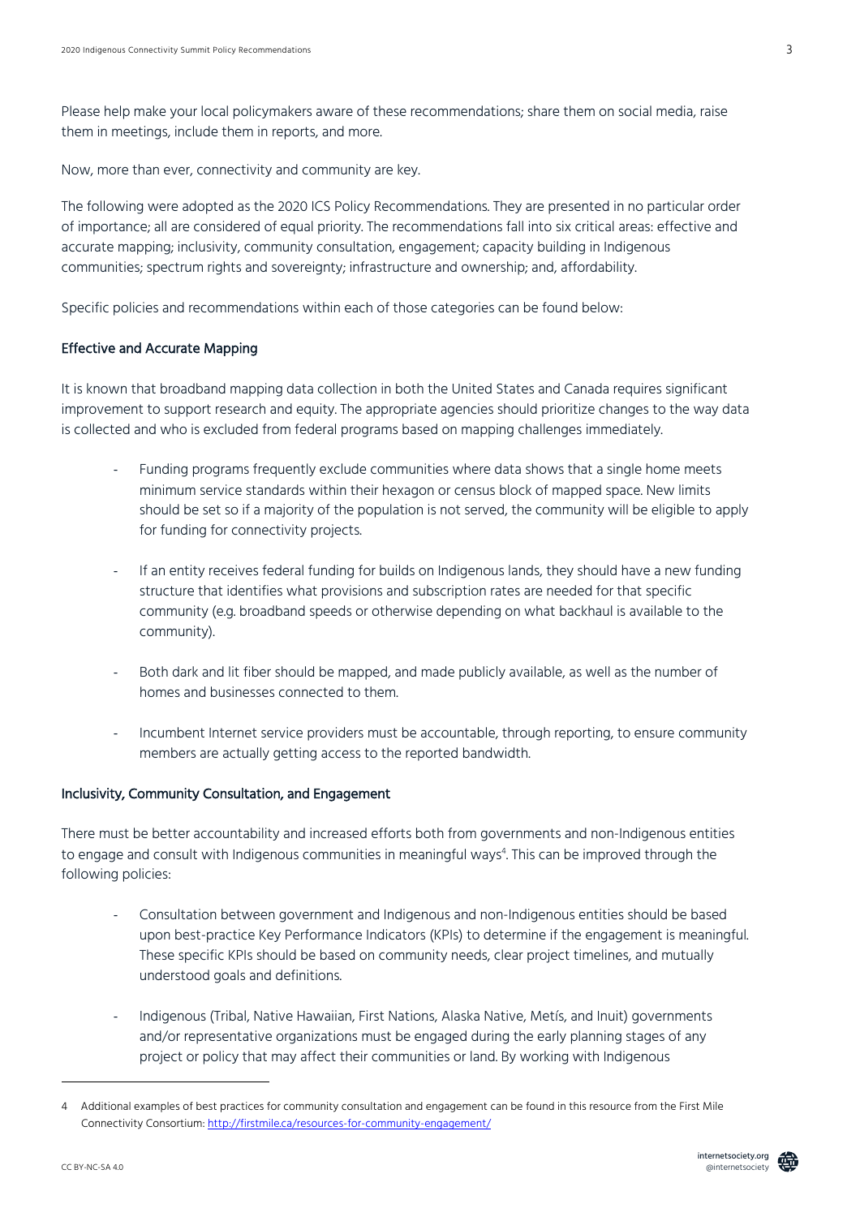Please help make your local policymakers aware of these recommendations; share them on social media, raise them in meetings, include them in reports, and more.

Now, more than ever, connectivity and community are key.

The following were adopted as the 2020 ICS Policy Recommendations. They are presented in no particular order of importance; all are considered of equal priority. The recommendations fall into six critical areas: effective and accurate mapping; inclusivity, community consultation, engagement; capacity building in Indigenous communities; spectrum rights and sovereignty; infrastructure and ownership; and, affordability.

Specific policies and recommendations within each of those categories can be found below:

### Effective and Accurate Mapping

It is known that broadband mapping data collection in both the United States and Canada requires significant improvement to support research and equity. The appropriate agencies should prioritize changes to the way data is collected and who is excluded from federal programs based on mapping challenges immediately.

- Funding programs frequently exclude communities where data shows that a single home meets minimum service standards within their hexagon or census block of mapped space. New limits should be set so if a majority of the population is not served, the community will be eligible to apply for funding for connectivity projects.

- If an entity receives federal funding for builds on Indigenous lands, they should have a new funding structure that identifies what provisions and subscription rates are needed for that specific community (e.g. broadband speeds or otherwise depending on what backhaul is available to the community).

- Both dark and lit fiber should be mapped, and made publicly available, as well as the number of homes and businesses connected to them.

- Incumbent Internet service providers must be accountable, through reporting, to ensure community members are actually getting access to the reported bandwidth.

### Inclusivity, Community Consultation, and Engagement

There must be better accountability and increased efforts both from governments and non-Indigenous entities to engage and consult with Indigenous communities in meaningful ways[4]. This can be improved through the following policies:

- Consultation between government and Indigenous and non-Indigenous entities should be based upon best-practice Key Performance Indicators (KPIs) to determine if the engagement is meaningful. These specific KPIs should be based on community needs, clear project timelines, and mutually understood goals and definitions.

- Indigenous (Tribal, Native Hawaiian, First Nations, Alaska Native, Metís, and Inuit) governments and/or representative organizations must be engaged during the early planning stages of any project or policy that may affect their communities or land. By working with Indigenous

---

4 Additional examples of best practices for community consultation and engagement can be found in this resource from the First Mile Connectivity Consortium: http://firstmile.ca/resources-for-community-engagement/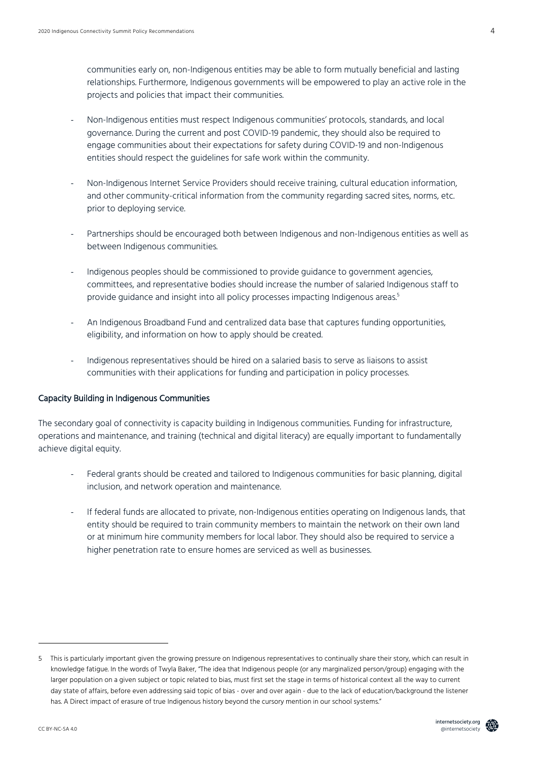communities early on, non-Indigenous entities may be able to form mutually beneficial and lasting relationships. Furthermore, Indigenous governments will be empowered to play an active role in the projects and policies that impact their communities.

- Non-Indigenous entities must respect Indigenous communities' protocols, standards, and local governance. During the current and post COVID-19 pandemic, they should also be required to engage communities about their expectations for safety during COVID-19 and non-Indigenous entities should respect the guidelines for safe work within the community.

- Non-Indigenous Internet Service Providers should receive training, cultural education information, and other community-critical information from the community regarding sacred sites, norms, etc. prior to deploying service.

- Partnerships should be encouraged both between Indigenous and non-Indigenous entities as well as between Indigenous communities.

- Indigenous peoples should be commissioned to provide guidance to government agencies, committees, and representative bodies should increase the number of salaried Indigenous staff to provide guidance and insight into all policy processes impacting Indigenous areas.[5]

- An Indigenous Broadband Fund and centralized data base that captures funding opportunities, eligibility, and information on how to apply should be created.

- Indigenous representatives should be hired on a salaried basis to serve as liaisons to assist communities with their applications for funding and participation in policy processes.

### Capacity Building in Indigenous Communities

The secondary goal of connectivity is capacity building in Indigenous communities. Funding for infrastructure, operations and maintenance, and training (technical and digital literacy) are equally important to fundamentally achieve digital equity.

- Federal grants should be created and tailored to Indigenous communities for basic planning, digital inclusion, and network operation and maintenance.

- If federal funds are allocated to private, non-Indigenous entities operating on Indigenous lands, that entity should be required to train community members to maintain the network on their own land or at minimum hire community members for local labor. They should also be required to service a higher penetration rate to ensure homes are serviced as well as businesses.

---

5 This is particularly important given the growing pressure on Indigenous representatives to continually share their story, which can result in knowledge fatigue. In the words of Twyla Baker, "The idea that Indigenous people (or any marginalized person/group) engaging with the larger population on a given subject or topic related to bias, must first set the stage in terms of historical context all the way to current day state of affairs, before even addressing said topic of bias - over and over again - due to the lack of education/background the listener has. A Direct impact of erasure of true Indigenous history beyond the cursory mention in our school systems."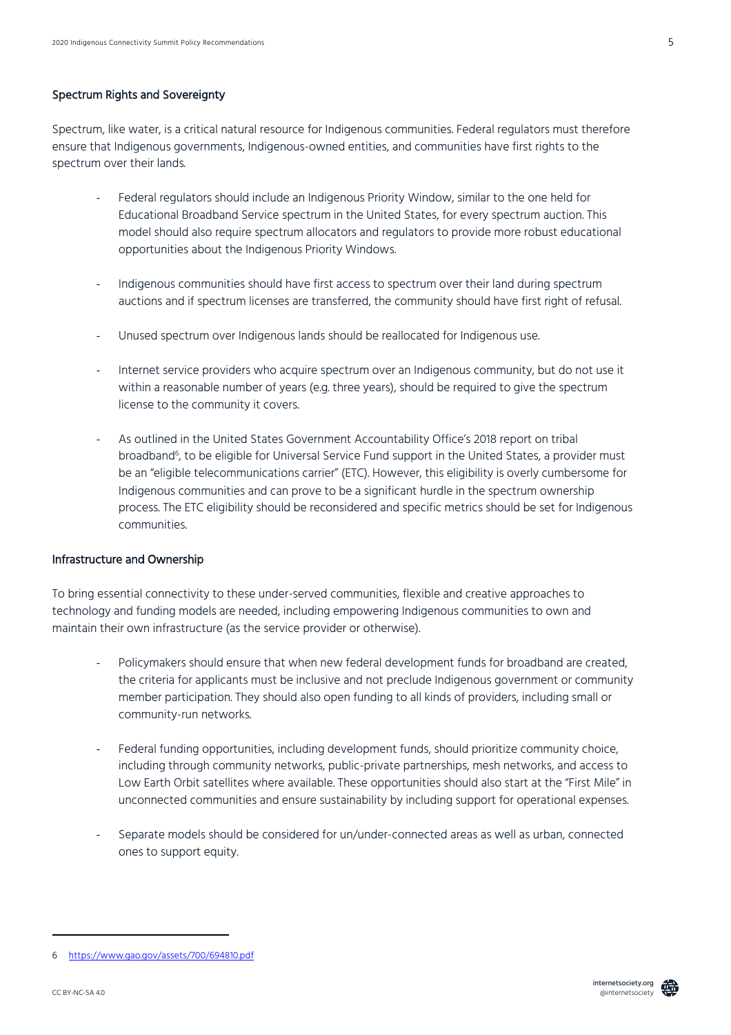### Spectrum Rights and Sovereignty

Spectrum, like water, is a critical natural resource for Indigenous communities. Federal regulators must therefore ensure that Indigenous governments, Indigenous-owned entities, and communities have first rights to the spectrum over their lands.

- Federal regulators should include an Indigenous Priority Window, similar to the one held for Educational Broadband Service spectrum in the United States, for every spectrum auction. This model should also require spectrum allocators and regulators to provide more robust educational opportunities about the Indigenous Priority Windows.

- Indigenous communities should have first access to spectrum over their land during spectrum auctions and if spectrum licenses are transferred, the community should have first right of refusal.

- Unused spectrum over Indigenous lands should be reallocated for Indigenous use.

- Internet service providers who acquire spectrum over an Indigenous community, but do not use it within a reasonable number of years (e.g. three years), should be required to give the spectrum license to the community it covers.

- As outlined in the United States Government Accountability Office's 2018 report on tribal broadband[6], to be eligible for Universal Service Fund support in the United States, a provider must be an "eligible telecommunications carrier" (ETC). However, this eligibility is overly cumbersome for Indigenous communities and can prove to be a significant hurdle in the spectrum ownership process. The ETC eligibility should be reconsidered and specific metrics should be set for Indigenous communities.

### Infrastructure and Ownership

To bring essential connectivity to these under-served communities, flexible and creative approaches to technology and funding models are needed, including empowering Indigenous communities to own and maintain their own infrastructure (as the service provider or otherwise).

- Policymakers should ensure that when new federal development funds for broadband are created, the criteria for applicants must be inclusive and not preclude Indigenous government or community member participation. They should also open funding to all kinds of providers, including small or community-run networks.

- Federal funding opportunities, including development funds, should prioritize community choice, including through community networks, public-private partnerships, mesh networks, and access to Low Earth Orbit satellites where available. These opportunities should also start at the "First Mile" in unconnected communities and ensure sustainability by including support for operational expenses.

- Separate models should be considered for un/under-connected areas as well as urban, connected ones to support equity.

---

6 https://www.gao.gov/assets/700/694810.pdf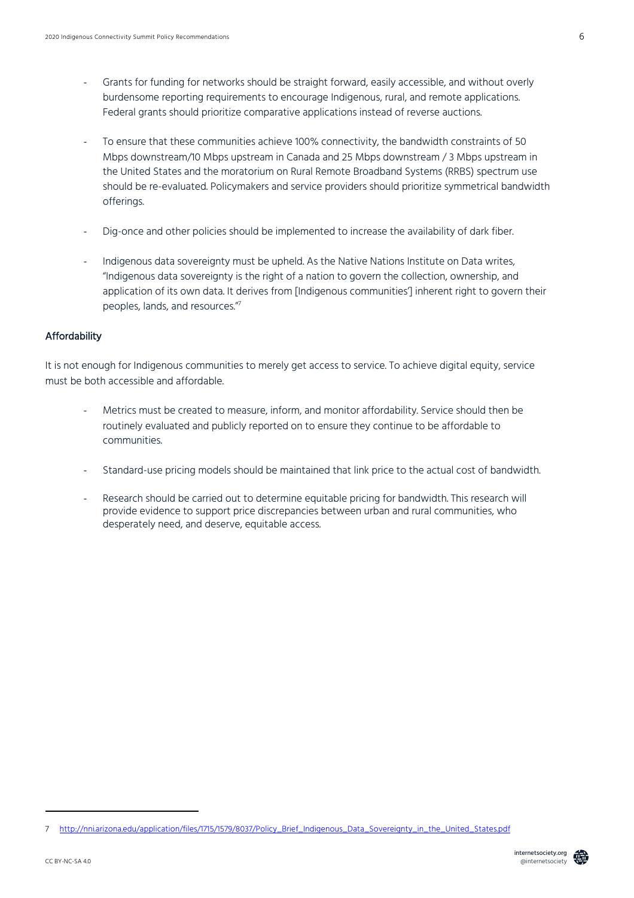- Grants for funding for networks should be straight forward, easily accessible, and without overly burdensome reporting requirements to encourage Indigenous, rural, and remote applications. Federal grants should prioritize comparative applications instead of reverse auctions.

- To ensure that these communities achieve 100% connectivity, the bandwidth constraints of 50 Mbps downstream/10 Mbps upstream in Canada and 25 Mbps downstream / 3 Mbps upstream in the United States and the moratorium on Rural Remote Broadband Systems (RRBS) spectrum use should be re-evaluated. Policymakers and service providers should prioritize symmetrical bandwidth offerings.

- Dig-once and other policies should be implemented to increase the availability of dark fiber.

- Indigenous data sovereignty must be upheld. As the Native Nations Institute on Data writes, "Indigenous data sovereignty is the right of a nation to govern the collection, ownership, and application of its own data. It derives from [Indigenous communities'] inherent right to govern their peoples, lands, and resources."[7]

## Affordability

It is not enough for Indigenous communities to merely get access to service. To achieve digital equity, service must be both accessible and affordable.

- Metrics must be created to measure, inform, and monitor affordability. Service should then be routinely evaluated and publicly reported on to ensure they continue to be affordable to communities.

- Standard-use pricing models should be maintained that link price to the actual cost of bandwidth.

- Research should be carried out to determine equitable pricing for bandwidth. This research will provide evidence to support price discrepancies between urban and rural communities, who desperately need, and deserve, equitable access.

---

7 http://nni.arizona.edu/application/files/1715/1579/8037/Policy_Brief_Indigenous_Data_Sovereignty_in_the_United_States.pdf